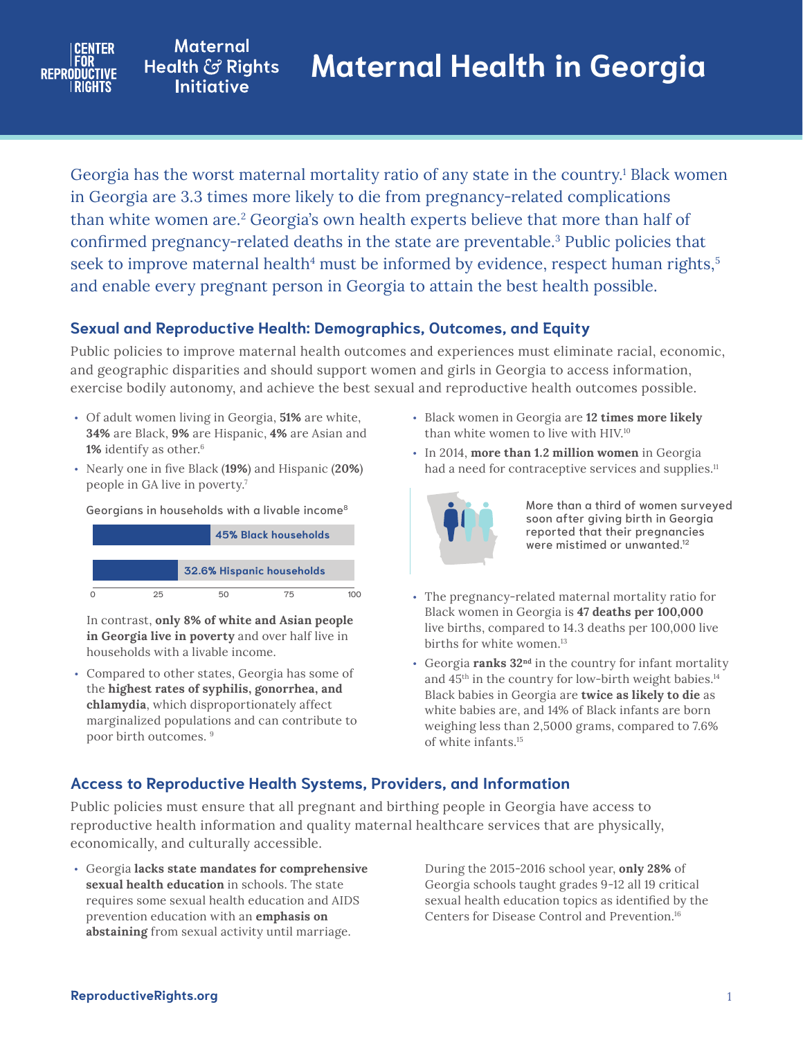# Maternal Health in Georgia

CENTER FOR REPRODUCTIVE RIGHTS — Maternal Health & Rights Initiative

Georgia has the worst maternal mortality ratio of any state in the country.[1] Black women in Georgia are 3.3 times more likely to die from pregnancy-related complications than white women are.[2] Georgia's own health experts believe that more than half of confirmed pregnancy-related deaths in the state are preventable.[3] Public policies that seek to improve maternal health[4] must be informed by evidence, respect human rights,[5] and enable every pregnant person in Georgia to attain the best health possible.

## Sexual and Reproductive Health: Demographics, Outcomes, and Equity

Public policies to improve maternal health outcomes and experiences must eliminate racial, economic, and geographic disparities and should support women and girls in Georgia to access information, exercise bodily autonomy, and achieve the best sexual and reproductive health outcomes possible.

- Of adult women living in Georgia, **51%** are white, **34%** are Black, **9%** are Hispanic, **4%** are Asian and **1%** identify as other.[6]
- Nearly one in five Black (**19%**) and Hispanic (**20%**) people in GA live in poverty.[7]

Georgians in households with a livable income[8]

| Group | Percentage |
|---|---|
| Black households | 45% |
| Hispanic households | 32.6% |

In contrast, **only 8% of white and Asian people in Georgia live in poverty** and over half live in households with a livable income.

- Compared to other states, Georgia has some of the **highest rates of syphilis, gonorrhea, and chlamydia**, which disproportionately affect marginalized populations and can contribute to poor birth outcomes. [9]
- Black women in Georgia are **12 times more likely** than white women to live with HIV.[10]
- In 2014, **more than 1.2 million women** in Georgia had a need for contraceptive services and supplies.[11]

More than a third of women surveyed soon after giving birth in Georgia reported that their pregnancies were mistimed or unwanted.[12]

- The pregnancy-related maternal mortality ratio for Black women in Georgia is **47 deaths per 100,000** live births, compared to 14.3 deaths per 100,000 live births for white women.[13]
- Georgia **ranks 32nd** in the country for infant mortality and 45th in the country for low-birth weight babies.[14] Black babies in Georgia are **twice as likely to die** as white babies are, and 14% of Black infants are born weighing less than 2,5000 grams, compared to 7.6% of white infants.[15]

## Access to Reproductive Health Systems, Providers, and Information

Public policies must ensure that all pregnant and birthing people in Georgia have access to reproductive health information and quality maternal healthcare services that are physically, economically, and culturally accessible.

- Georgia **lacks state mandates for comprehensive sexual health education** in schools. The state requires some sexual health education and AIDS prevention education with an **emphasis on abstaining** from sexual activity until marriage.

During the 2015-2016 school year, **only 28%** of Georgia schools taught grades 9-12 all 19 critical sexual health education topics as identified by the Centers for Disease Control and Prevention.[16]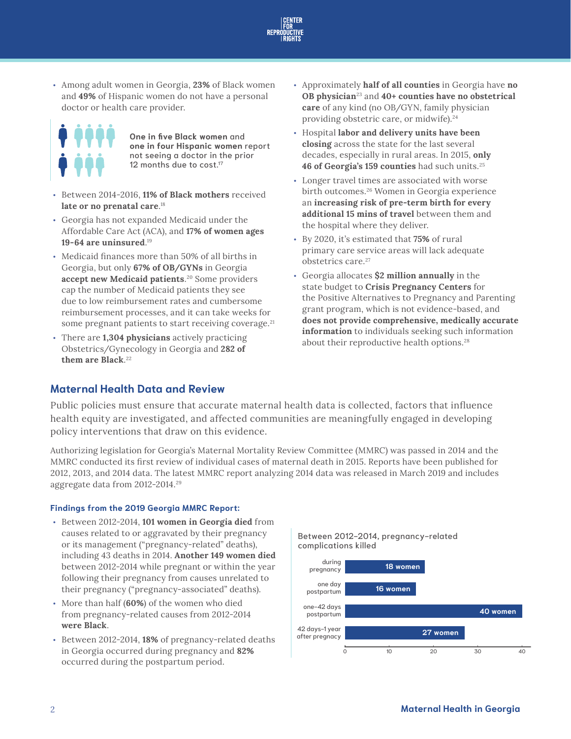- Among adult women in Georgia, **23%** of Black women and **49%** of Hispanic women do not have a personal doctor or health care provider.

**One in five Black women** and **one in four Hispanic women** report not seeing a doctor in the prior 12 months due to cost.[17]

- Between 2014-2016, **11% of Black mothers** received **late or no prenatal care**.[18]
- Georgia has not expanded Medicaid under the Affordable Care Act (ACA), and **17% of women ages 19-64 are uninsured**.[19]
- Medicaid finances more than 50% of all births in Georgia, but only **67% of OB/GYNs** in Georgia **accept new Medicaid patients**.[20] Some providers cap the number of Medicaid patients they see due to low reimbursement rates and cumbersome reimbursement processes, and it can take weeks for some pregnant patients to start receiving coverage.[21]
- There are **1,304 physicians** actively practicing Obstetrics/Gynecology in Georgia and **282 of them are Black**.[22]
- Approximately **half of all counties** in Georgia have **no OB physician**[23] and **40+ counties have no obstetrical care** of any kind (no OB/GYN, family physician providing obstetric care, or midwife).[24]
- Hospital **labor and delivery units have been closing** across the state for the last several decades, especially in rural areas. In 2015, **only 46 of Georgia's 159 counties** had such units.[25]
- Longer travel times are associated with worse birth outcomes.[26] Women in Georgia experience an **increasing risk of pre-term birth for every additional 15 mins of travel** between them and the hospital where they deliver.
- By 2020, it's estimated that **75%** of rural primary care service areas will lack adequate obstetrics care.[27]
- Georgia allocates **$2 million annually** in the state budget to **Crisis Pregnancy Centers** for the Positive Alternatives to Pregnancy and Parenting grant program, which is not evidence-based, and **does not provide comprehensive, medically accurate information** to individuals seeking such information about their reproductive health options.[28]

## Maternal Health Data and Review

Public policies must ensure that accurate maternal health data is collected, factors that influence health equity are investigated, and affected communities are meaningfully engaged in developing policy interventions that draw on this evidence.

Authorizing legislation for Georgia's Maternal Mortality Review Committee (MMRC) was passed in 2014 and the MMRC conducted its first review of individual cases of maternal death in 2015. Reports have been published for 2012, 2013, and 2014 data. The latest MMRC report analyzing 2014 data was released in March 2019 and includes aggregate data from 2012-2014.[29]

### Findings from the 2019 Georgia MMRC Report:

- Between 2012-2014, **101 women in Georgia died** from causes related to or aggravated by their pregnancy or its management ("pregnancy-related" deaths), including 43 deaths in 2014. **Another 149 women died** between 2012-2014 while pregnant or within the year following their pregnancy from causes unrelated to their pregnancy ("pregnancy-associated" deaths).
- More than half (**60%**) of the women who died from pregnancy-related causes from 2012-2014 **were Black**.
- Between 2012-2014, **18%** of pregnancy-related deaths in Georgia occurred during pregnancy and **82%** occurred during the postpartum period.

Between 2012–2014, pregnancy-related complications killed

| Timing | Women |
|---|---|
| during pregnancy | 18 women |
| one day postpartum | 16 women |
| one–42 days postpartum | 40 women |
| 42 days–1 year after pregnancy | 27 women |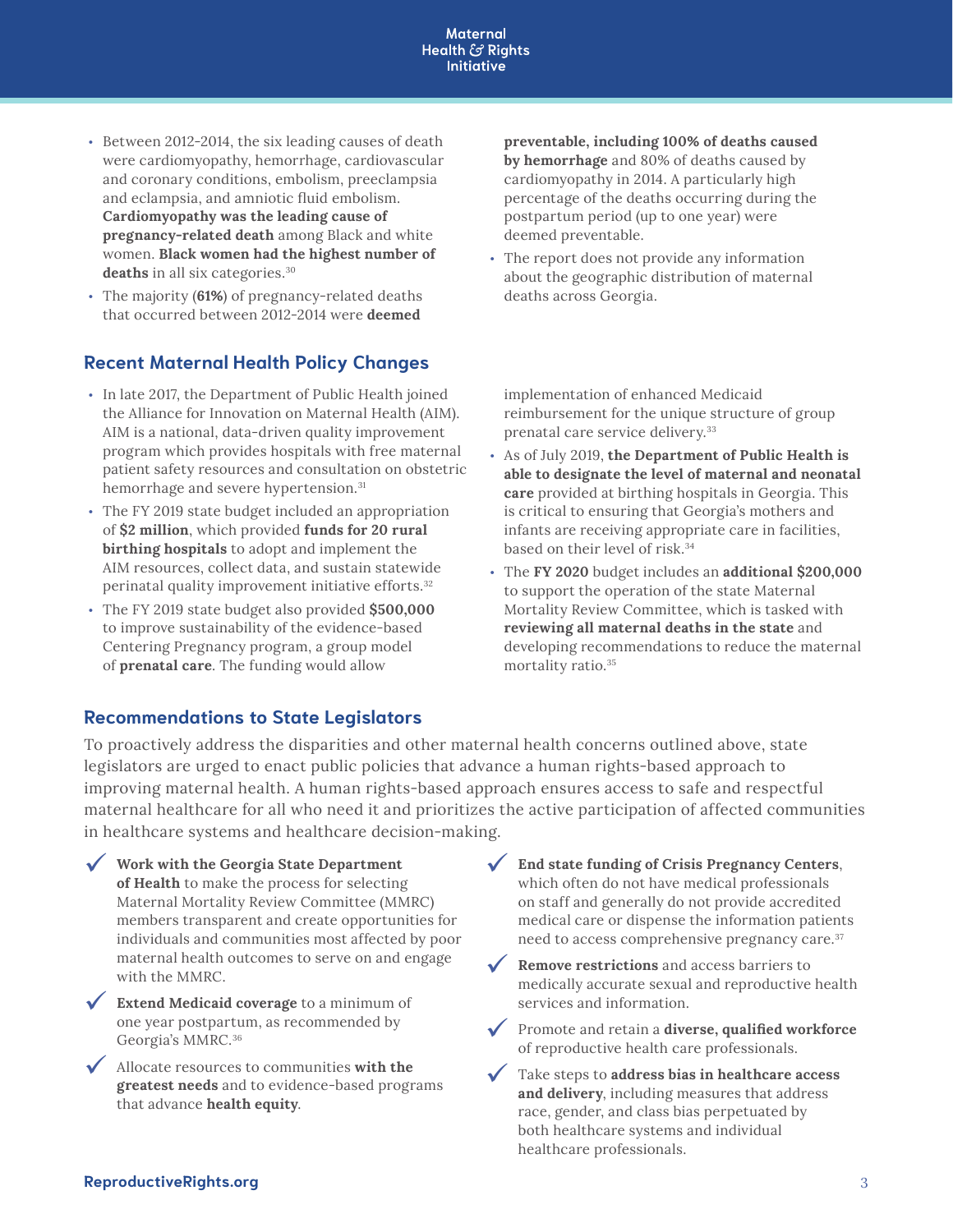- Between 2012-2014, the six leading causes of death were cardiomyopathy, hemorrhage, cardiovascular and coronary conditions, embolism, preeclampsia and eclampsia, and amniotic fluid embolism. **Cardiomyopathy was the leading cause of pregnancy-related death** among Black and white women. **Black women had the highest number of deaths** in all six categories.[30]
- The majority (**61%**) of pregnancy-related deaths that occurred between 2012-2014 were **deemed preventable, including 100% of deaths caused by hemorrhage** and 80% of deaths caused by cardiomyopathy in 2014. A particularly high percentage of the deaths occurring during the postpartum period (up to one year) were deemed preventable.
- The report does not provide any information about the geographic distribution of maternal deaths across Georgia.

## Recent Maternal Health Policy Changes

- In late 2017, the Department of Public Health joined the Alliance for Innovation on Maternal Health (AIM). AIM is a national, data-driven quality improvement program which provides hospitals with free maternal patient safety resources and consultation on obstetric hemorrhage and severe hypertension.[31]
- The FY 2019 state budget included an appropriation of **$2 million**, which provided **funds for 20 rural birthing hospitals** to adopt and implement the AIM resources, collect data, and sustain statewide perinatal quality improvement initiative efforts.[32]
- The FY 2019 state budget also provided **$500,000** to improve sustainability of the evidence-based Centering Pregnancy program, a group model of **prenatal care**. The funding would allow implementation of enhanced Medicaid reimbursement for the unique structure of group prenatal care service delivery.[33]
- As of July 2019, **the Department of Public Health is able to designate the level of maternal and neonatal care** provided at birthing hospitals in Georgia. This is critical to ensuring that Georgia's mothers and infants are receiving appropriate care in facilities, based on their level of risk.[34]
- The **FY 2020** budget includes an **additional $200,000** to support the operation of the state Maternal Mortality Review Committee, which is tasked with **reviewing all maternal deaths in the state** and developing recommendations to reduce the maternal mortality ratio.[35]

## Recommendations to State Legislators

To proactively address the disparities and other maternal health concerns outlined above, state legislators are urged to enact public policies that advance a human rights-based approach to improving maternal health. A human rights-based approach ensures access to safe and respectful maternal healthcare for all who need it and prioritizes the active participation of affected communities in healthcare systems and healthcare decision-making.

- ✓ **Work with the Georgia State Department of Health** to make the process for selecting Maternal Mortality Review Committee (MMRC) members transparent and create opportunities for individuals and communities most affected by poor maternal health outcomes to serve on and engage with the MMRC.
- ✓ **Extend Medicaid coverage** to a minimum of one year postpartum, as recommended by Georgia's MMRC.[36]
- ✓ Allocate resources to communities **with the greatest needs** and to evidence-based programs that advance **health equity**.
- ✓ **End state funding of Crisis Pregnancy Centers**, which often do not have medical professionals on staff and generally do not provide accredited medical care or dispense the information patients need to access comprehensive pregnancy care.[37]
- ✓ **Remove restrictions** and access barriers to medically accurate sexual and reproductive health services and information.
- ✓ Promote and retain a **diverse, qualified workforce** of reproductive health care professionals.
- ✓ Take steps to **address bias in healthcare access and delivery**, including measures that address race, gender, and class bias perpetuated by both healthcare systems and individual healthcare professionals.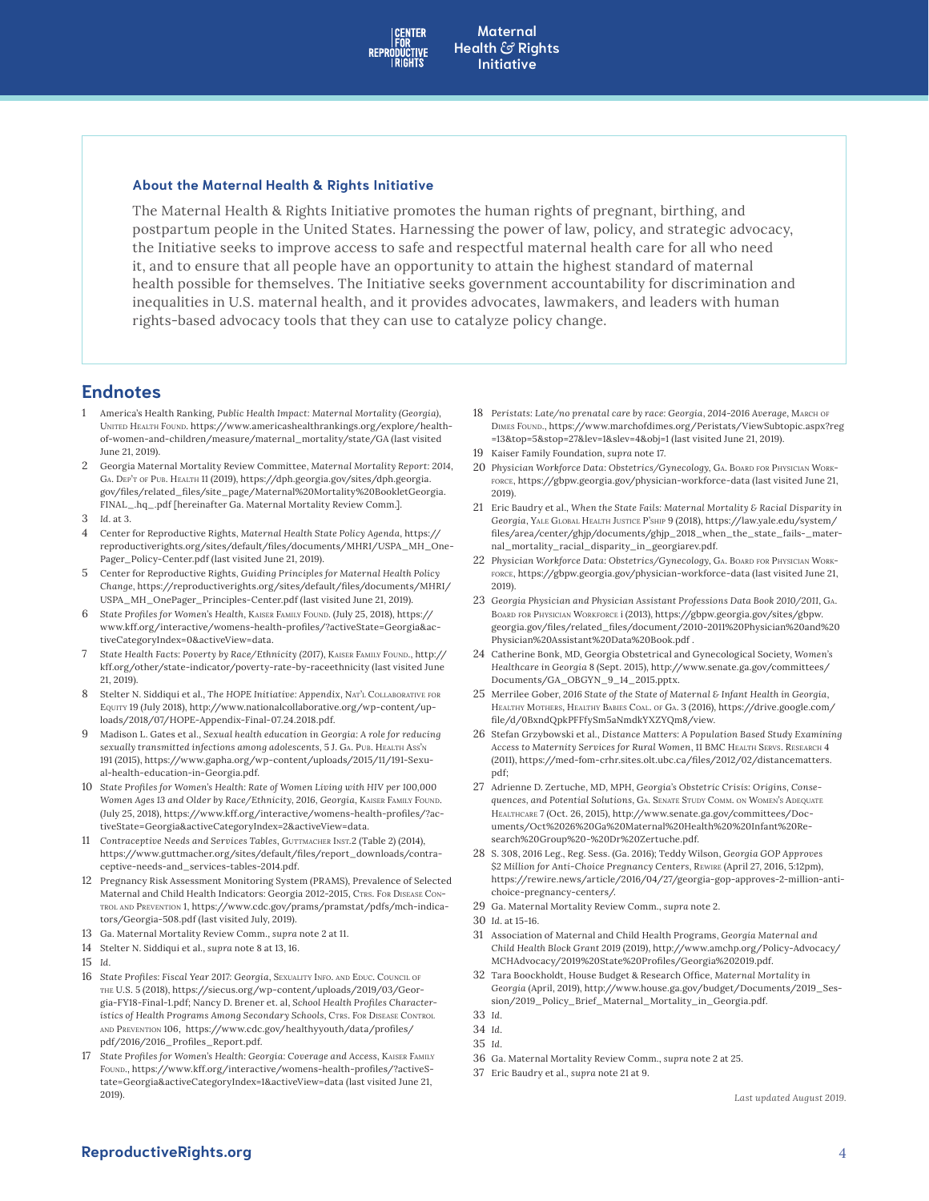### About the Maternal Health & Rights Initiative

The Maternal Health & Rights Initiative promotes the human rights of pregnant, birthing, and postpartum people in the United States. Harnessing the power of law, policy, and strategic advocacy, the Initiative seeks to improve access to safe and respectful maternal health care for all who need it, and to ensure that all people have an opportunity to attain the highest standard of maternal health possible for themselves. The Initiative seeks government accountability for discrimination and inequalities in U.S. maternal health, and it provides advocates, lawmakers, and leaders with human rights-based advocacy tools that they can use to catalyze policy change.

## Endnotes

1. America's Health Ranking, *Public Health Impact: Maternal Mortality (Georgia)*, United Health Found. https://www.americashealthrankings.org/explore/health-of-women-and-children/measure/maternal_mortality/state/GA (last visited June 21, 2019).
2. Georgia Maternal Mortality Review Committee, *Maternal Mortality Report: 2014*, Ga. Dep't of Pub. Health 11 (2019), https://dph.georgia.gov/sites/dph.georgia.gov/files/related_files/site_page/Maternal%20Mortality%20BookletGeorgia.FINAL_.hq_.pdf [hereinafter Ga. Maternal Mortality Review Comm.].
3. *Id.* at 3.
4. Center for Reproductive Rights, *Maternal Health State Policy Agenda*, https://reproductiverights.org/sites/default/files/documents/MHRI/USPA_MH_One-Pager_Policy-Center.pdf (last visited June 21, 2019).
5. Center for Reproductive Rights, *Guiding Principles for Maternal Health Policy Change*, https://reproductiverights.org/sites/default/files/documents/MHRI/USPA_MH_OnePager_Principles-Center.pdf (last visited June 21, 2019).
6. *State Profiles for Women's Health*, Kaiser Family Found. (July 25, 2018), https://www.kff.org/interactive/womens-health-profiles/?activeState=Georgia&activeCategoryIndex=0&activeView=data.
7. *State Health Facts: Poverty by Race/Ethnicity* (2017), Kaiser Family Found., http://kff.org/other/state-indicator/poverty-rate-by-raceethnicity (last visited June 21, 2019).
8. Stelter N. Siddiqui et al., *The HOPE Initiative: Appendix*, Nat'l Collaborative for Equity 19 (July 2018), http://www.nationalcollaborative.org/wp-content/uploads/2018/07/HOPE-Appendix-Final-07.24.2018.pdf.
9. Madison L. Gates et al., *Sexual health education in Georgia: A role for reducing sexually transmitted infections among adolescents*, 5 J. Ga. Pub. Health Ass'n 191 (2015), https://www.gapha.org/wp-content/uploads/2015/11/191-Sexual-health-education-in-Georgia.pdf.
10. *State Profiles for Women's Health: Rate of Women Living with HIV per 100,000 Women Ages 13 and Older by Race/Ethnicity, 2016, Georgia*, Kaiser Family Found. (July 25, 2018), https://www.kff.org/interactive/womens-health-profiles/?activeState=Georgia&activeCategoryIndex=2&activeView=data.
11. *Contraceptive Needs and Services Tables*, Guttmacher Inst.2 (Table 2) (2014), https://www.guttmacher.org/sites/default/files/report_downloads/contraceptive-needs-and_services-tables-2014.pdf.
12. Pregnancy Risk Assessment Monitoring System (PRAMS), Prevalence of Selected Maternal and Child Health Indicators: Georgia 2012-2015, Ctrs. For Disease Control and Prevention 1, https://www.cdc.gov/prams/pramstat/pdfs/mch-indicators/Georgia-508.pdf (last visited July, 2019).
13. Ga. Maternal Mortality Review Comm., *supra* note 2 at 11.
14. Stelter N. Siddiqui et al., *supra* note 8 at 13, 16.
15. *Id.*
16. *State Profiles: Fiscal Year 2017: Georgia*, Sexuality Info. and Educ. Council of the U.S. 5 (2018), https://siecus.org/wp-content/uploads/2019/03/Georgia-FY18-Final-1.pdf; Nancy D. Brener et. al, *School Health Profiles Characteristics of Health Programs Among Secondary Schools*, Ctrs. For Disease Control and Prevention 106, https://www.cdc.gov/healthyyouth/data/profiles/pdf/2016/2016_Profiles_Report.pdf.
17. *State Profiles for Women's Health: Georgia: Coverage and Access*, Kaiser Family Found., https://www.kff.org/interactive/womens-health-profiles/?activeState=Georgia&activeCategoryIndex=1&activeView=data (last visited June 21, 2019).
18. *Peristats: Late/no prenatal care by race: Georgia, 2014-2016 Average*, March of Dimes Found., https://www.marchofdimes.org/Peristats/ViewSubtopic.aspx?reg=13&top=5&stop=27&lev=1&slev=4&obj=1 (last visited June 21, 2019).
19. Kaiser Family Foundation, *supra* note 17.
20. *Physician Workforce Data: Obstetrics/Gynecology*, Ga. Board for Physician Workforce, https://gbpw.georgia.gov/physician-workforce-data (last visited June 21, 2019).
21. Eric Baudry et al., *When the State Fails: Maternal Mortality & Racial Disparity in Georgia*, Yale Global Health Justice P'ship 9 (2018), https://law.yale.edu/system/files/area/center/ghjp/documents/ghjp_2018_when_the_state_fails-_maternal_mortality_racial_disparity_in_georgiarev.pdf.
22. *Physician Workforce Data: Obstetrics/Gynecology*, Ga. Board for Physician Workforce, https://gbpw.georgia.gov/physician-workforce-data (last visited June 21, 2019).
23. *Georgia Physician and Physician Assistant Professions Data Book 2010/2011*, Ga. Board for Physician Workforce i (2013), https://gbpw.georgia.gov/sites/gbpw.georgia.gov/files/related_files/document/2010-2011%20Physician%20and%20Physician%20Assistant%20Data%20Book.pdf .
24. Catherine Bonk, MD, Georgia Obstetrical and Gynecological Society, *Women's Healthcare in Georgia* 8 (Sept. 2015), http://www.senate.ga.gov/committees/Documents/GA_OBGYN_9_14_2015.pptx.
25. Merrilee Gober, *2016 State of the State of Maternal & Infant Health in Georgia*, Healthy Mothers, Healthy Babies Coal. of Ga. 3 (2016), https://drive.google.com/file/d/0BxndQpkPFFfySm5aNmdkYXZYQm8/view.
26. Stefan Grzybowski et al., *Distance Matters: A Population Based Study Examining Access to Maternity Services for Rural Women*, 11 BMC Health Servs. Research 4 (2011), https://med-fom-crhr.sites.olt.ubc.ca/files/2012/02/distancematters.pdf;
27. Adrienne D. Zertuche, MD, MPH, *Georgia's Obstetric Crisis: Origins, Consequences, and Potential Solutions*, Ga. Senate Study Comm. on Women's Adequate Healthcare 7 (Oct. 26, 2015), http://www.senate.ga.gov/committees/Documents/Oct%2026%20Ga%20Maternal%20Health%20%20Infant%20Research%20Group%20-%20Dr%20Zertuche.pdf.
28. S. 308, 2016 Leg., Reg. Sess. (Ga. 2016); Teddy Wilson, *Georgia GOP Approves $2 Million for Anti-Choice Pregnancy Centers*, Rewire (April 27, 2016, 5:12pm), https://rewire.news/article/2016/04/27/georgia-gop-approves-2-million-anti-choice-pregnancy-centers/.
29. Ga. Maternal Mortality Review Comm., *supra* note 2.
30. *Id.* at 15-16.
31. Association of Maternal and Child Health Programs, *Georgia Maternal and Child Health Block Grant 2019* (2019), http://www.amchp.org/Policy-Advocacy/MCHAdvocacy/2019%20State%20Profiles/Georgia%202019.pdf.
32. Tara Boockholdt, House Budget & Research Office, *Maternal Mortality in Georgia* (April, 2019), http://www.house.ga.gov/budget/Documents/2019_Session/2019_Policy_Brief_Maternal_Mortality_in_Georgia.pdf.
33. *Id.*
34. *Id.*
35. *Id.*
36. Ga. Maternal Mortality Review Comm., *supra* note 2 at 25.
37. Eric Baudry et al., *supra* note 21 at 9.

*Last updated August 2019.*